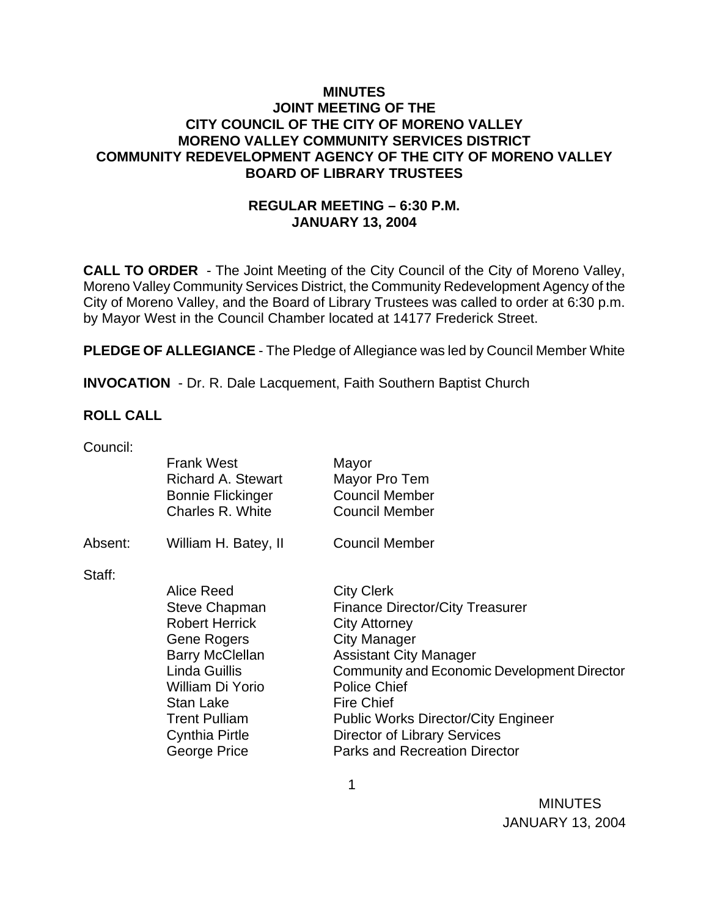# MINUTES
## JOINT MEETING OF THE
## CITY COUNCIL OF THE CITY OF MORENO VALLEY
## MORENO VALLEY COMMUNITY SERVICES DISTRICT
## COMMUNITY REDEVELOPMENT AGENCY OF THE CITY OF MORENO VALLEY
## BOARD OF LIBRARY TRUSTEES

### REGULAR MEETING – 6:30 P.M.
### JANUARY 13, 2004

**CALL TO ORDER** - The Joint Meeting of the City Council of the City of Moreno Valley, Moreno Valley Community Services District, the Community Redevelopment Agency of the City of Moreno Valley, and the Board of Library Trustees was called to order at 6:30 p.m. by Mayor West in the Council Chamber located at 14177 Frederick Street.

**PLEDGE OF ALLEGIANCE** - The Pledge of Allegiance was led by Council Member White

**INVOCATION** - Dr. R. Dale Lacquement, Faith Southern Baptist Church

**ROLL CALL**

Council:

| | | |
|---|---|---|
| | Frank West | Mayor |
| | Richard A. Stewart | Mayor Pro Tem |
| | Bonnie Flickinger | Council Member |
| | Charles R. White | Council Member |
| Absent: | William H. Batey, II | Council Member |

Staff:

| | |
|---|---|
| Alice Reed | City Clerk |
| Steve Chapman | Finance Director/City Treasurer |
| Robert Herrick | City Attorney |
| Gene Rogers | City Manager |
| Barry McClellan | Assistant City Manager |
| Linda Guillis | Community and Economic Development Director |
| William Di Yorio | Police Chief |
| Stan Lake | Fire Chief |
| Trent Pulliam | Public Works Director/City Engineer |
| Cynthia Pirtle | Director of Library Services |
| George Price | Parks and Recreation Director |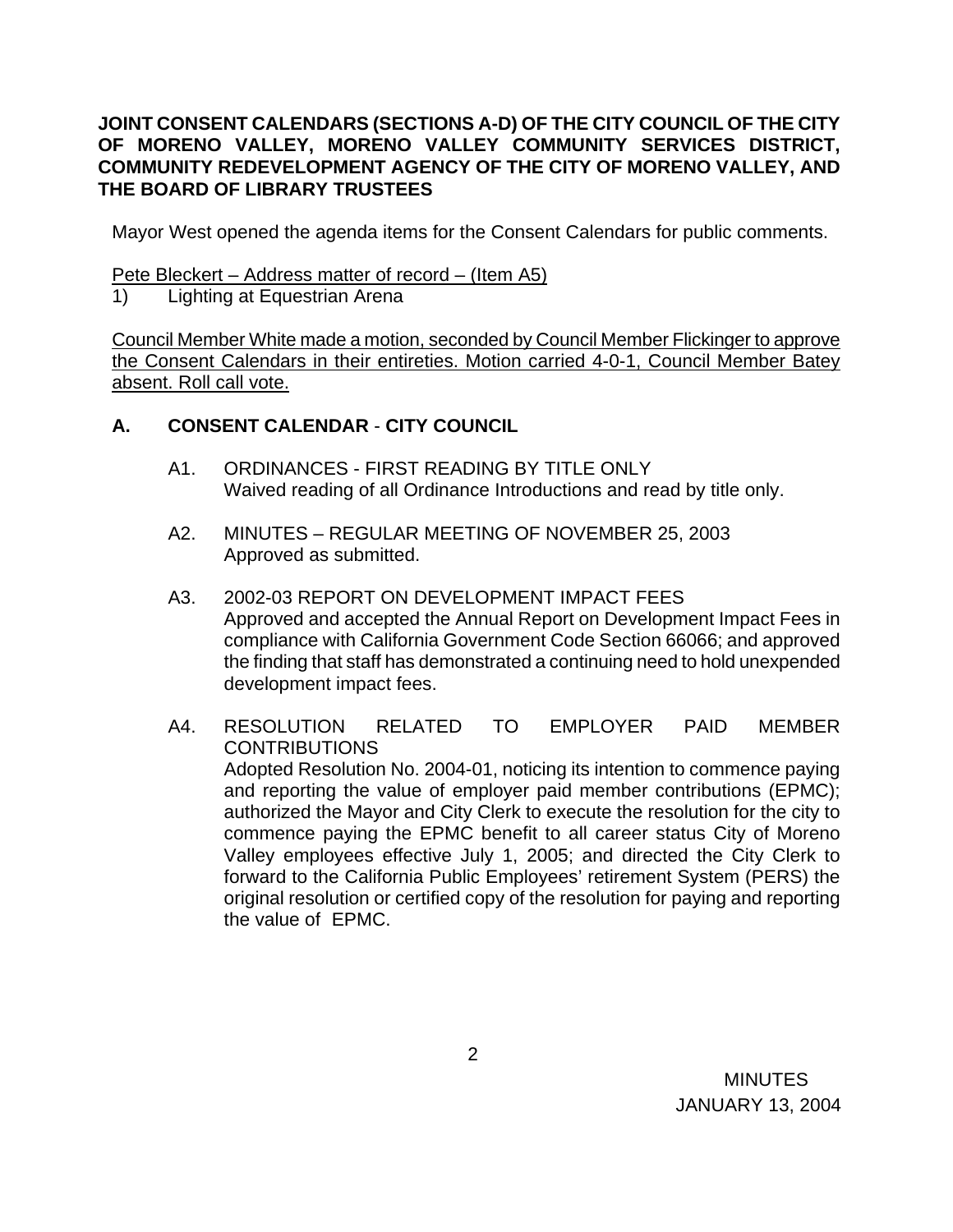**JOINT CONSENT CALENDARS (SECTIONS A-D) OF THE CITY COUNCIL OF THE CITY OF MORENO VALLEY, MORENO VALLEY COMMUNITY SERVICES DISTRICT, COMMUNITY REDEVELOPMENT AGENCY OF THE CITY OF MORENO VALLEY, AND THE BOARD OF LIBRARY TRUSTEES**

Mayor West opened the agenda items for the Consent Calendars for public comments.

Pete Bleckert – Address matter of record – (Item A5)

1) Lighting at Equestrian Arena

Council Member White made a motion, seconded by Council Member Flickinger to approve the Consent Calendars in their entireties. Motion carried 4-0-1, Council Member Batey absent. Roll call vote.

## A. CONSENT CALENDAR - CITY COUNCIL

A1. ORDINANCES - FIRST READING BY TITLE ONLY
Waived reading of all Ordinance Introductions and read by title only.

A2. MINUTES – REGULAR MEETING OF NOVEMBER 25, 2003
Approved as submitted.

A3. 2002-03 REPORT ON DEVELOPMENT IMPACT FEES
Approved and accepted the Annual Report on Development Impact Fees in compliance with California Government Code Section 66066; and approved the finding that staff has demonstrated a continuing need to hold unexpended development impact fees.

A4. RESOLUTION RELATED TO EMPLOYER PAID MEMBER CONTRIBUTIONS
Adopted Resolution No. 2004-01, noticing its intention to commence paying and reporting the value of employer paid member contributions (EPMC); authorized the Mayor and City Clerk to execute the resolution for the city to commence paying the EPMC benefit to all career status City of Moreno Valley employees effective July 1, 2005; and directed the City Clerk to forward to the California Public Employees' retirement System (PERS) the original resolution or certified copy of the resolution for paying and reporting the value of EPMC.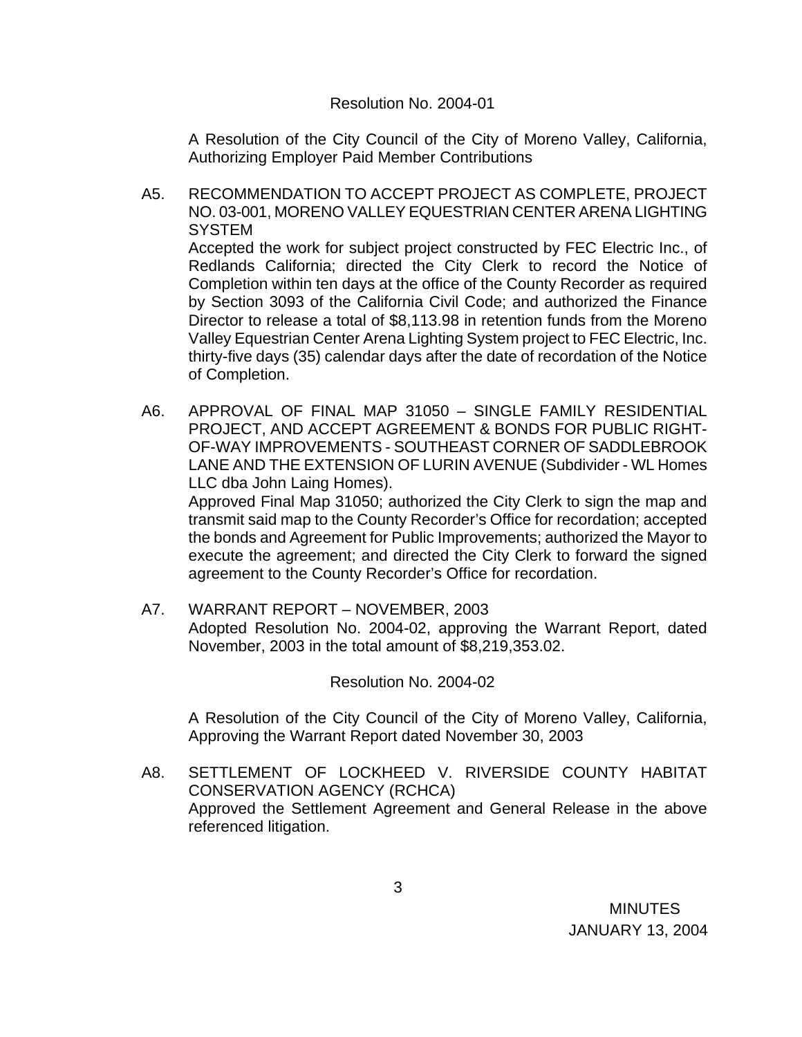Resolution No. 2004-01

A Resolution of the City Council of the City of Moreno Valley, California, Authorizing Employer Paid Member Contributions

A5. RECOMMENDATION TO ACCEPT PROJECT AS COMPLETE, PROJECT NO. 03-001, MORENO VALLEY EQUESTRIAN CENTER ARENA LIGHTING SYSTEM

Accepted the work for subject project constructed by FEC Electric Inc., of Redlands California; directed the City Clerk to record the Notice of Completion within ten days at the office of the County Recorder as required by Section 3093 of the California Civil Code; and authorized the Finance Director to release a total of $8,113.98 in retention funds from the Moreno Valley Equestrian Center Arena Lighting System project to FEC Electric, Inc. thirty-five days (35) calendar days after the date of recordation of the Notice of Completion.

A6. APPROVAL OF FINAL MAP 31050 – SINGLE FAMILY RESIDENTIAL PROJECT, AND ACCEPT AGREEMENT & BONDS FOR PUBLIC RIGHT-OF-WAY IMPROVEMENTS - SOUTHEAST CORNER OF SADDLEBROOK LANE AND THE EXTENSION OF LURIN AVENUE (Subdivider - WL Homes LLC dba John Laing Homes).

Approved Final Map 31050; authorized the City Clerk to sign the map and transmit said map to the County Recorder's Office for recordation; accepted the bonds and Agreement for Public Improvements; authorized the Mayor to execute the agreement; and directed the City Clerk to forward the signed agreement to the County Recorder's Office for recordation.

A7. WARRANT REPORT – NOVEMBER, 2003

Adopted Resolution No. 2004-02, approving the Warrant Report, dated November, 2003 in the total amount of $8,219,353.02.

Resolution No. 2004-02

A Resolution of the City Council of the City of Moreno Valley, California, Approving the Warrant Report dated November 30, 2003

A8. SETTLEMENT OF LOCKHEED V. RIVERSIDE COUNTY HABITAT CONSERVATION AGENCY (RCHCA)

Approved the Settlement Agreement and General Release in the above referenced litigation.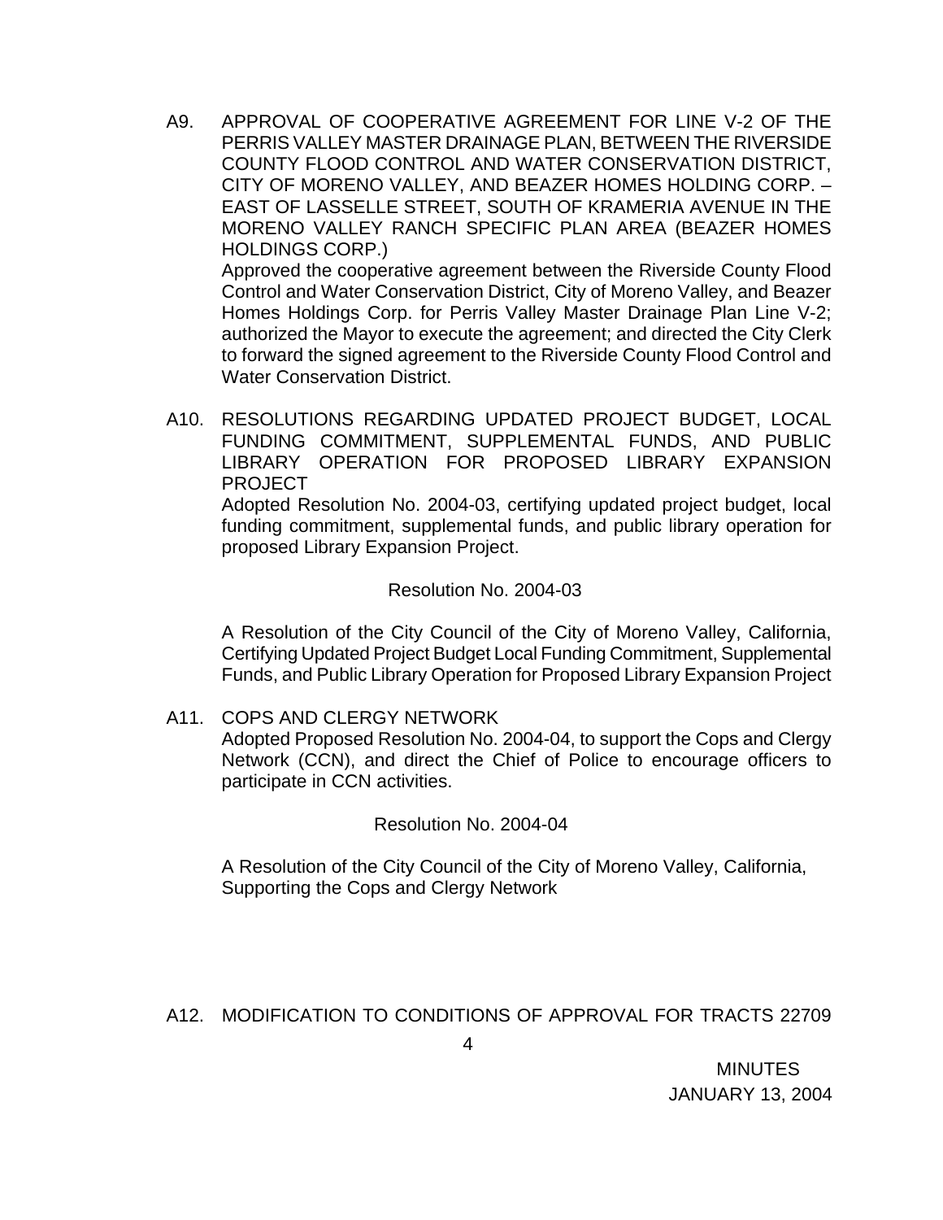A9. APPROVAL OF COOPERATIVE AGREEMENT FOR LINE V-2 OF THE PERRIS VALLEY MASTER DRAINAGE PLAN, BETWEEN THE RIVERSIDE COUNTY FLOOD CONTROL AND WATER CONSERVATION DISTRICT, CITY OF MORENO VALLEY, AND BEAZER HOMES HOLDING CORP. – EAST OF LASSELLE STREET, SOUTH OF KRAMERIA AVENUE IN THE MORENO VALLEY RANCH SPECIFIC PLAN AREA (BEAZER HOMES HOLDINGS CORP.)

Approved the cooperative agreement between the Riverside County Flood Control and Water Conservation District, City of Moreno Valley, and Beazer Homes Holdings Corp. for Perris Valley Master Drainage Plan Line V-2; authorized the Mayor to execute the agreement; and directed the City Clerk to forward the signed agreement to the Riverside County Flood Control and Water Conservation District.

A10. RESOLUTIONS REGARDING UPDATED PROJECT BUDGET, LOCAL FUNDING COMMITMENT, SUPPLEMENTAL FUNDS, AND PUBLIC LIBRARY OPERATION FOR PROPOSED LIBRARY EXPANSION PROJECT

Adopted Resolution No. 2004-03, certifying updated project budget, local funding commitment, supplemental funds, and public library operation for proposed Library Expansion Project.

Resolution No. 2004-03

A Resolution of the City Council of the City of Moreno Valley, California, Certifying Updated Project Budget Local Funding Commitment, Supplemental Funds, and Public Library Operation for Proposed Library Expansion Project

A11. COPS AND CLERGY NETWORK

Adopted Proposed Resolution No. 2004-04, to support the Cops and Clergy Network (CCN), and direct the Chief of Police to encourage officers to participate in CCN activities.

Resolution No. 2004-04

A Resolution of the City Council of the City of Moreno Valley, California, Supporting the Cops and Clergy Network

A12. MODIFICATION TO CONDITIONS OF APPROVAL FOR TRACTS 22709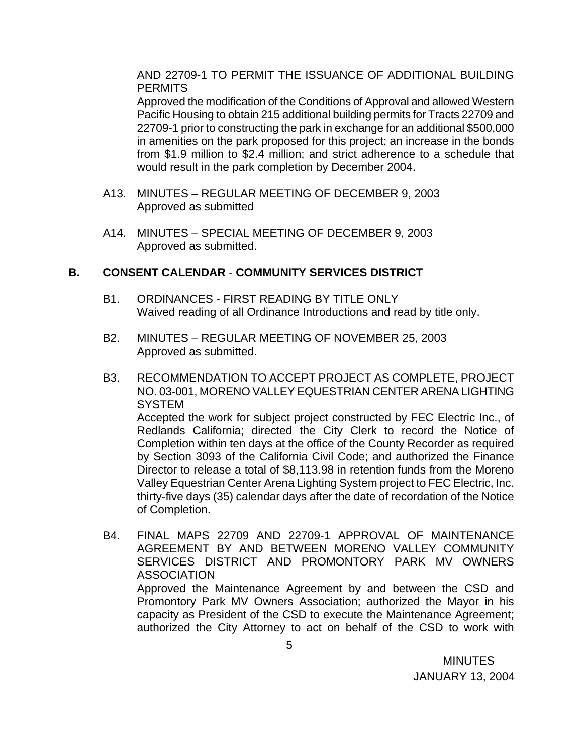AND 22709-1 TO PERMIT THE ISSUANCE OF ADDITIONAL BUILDING PERMITS

Approved the modification of the Conditions of Approval and allowed Western Pacific Housing to obtain 215 additional building permits for Tracts 22709 and 22709-1 prior to constructing the park in exchange for an additional $500,000 in amenities on the park proposed for this project; an increase in the bonds from $1.9 million to $2.4 million; and strict adherence to a schedule that would result in the park completion by December 2004.

A13. MINUTES – REGULAR MEETING OF DECEMBER 9, 2003
Approved as submitted

A14. MINUTES – SPECIAL MEETING OF DECEMBER 9, 2003
Approved as submitted.

**B. CONSENT CALENDAR - COMMUNITY SERVICES DISTRICT**

B1. ORDINANCES - FIRST READING BY TITLE ONLY
Waived reading of all Ordinance Introductions and read by title only.

B2. MINUTES – REGULAR MEETING OF NOVEMBER 25, 2003
Approved as submitted.

B3. RECOMMENDATION TO ACCEPT PROJECT AS COMPLETE, PROJECT NO. 03-001, MORENO VALLEY EQUESTRIAN CENTER ARENA LIGHTING SYSTEM
Accepted the work for subject project constructed by FEC Electric Inc., of Redlands California; directed the City Clerk to record the Notice of Completion within ten days at the office of the County Recorder as required by Section 3093 of the California Civil Code; and authorized the Finance Director to release a total of $8,113.98 in retention funds from the Moreno Valley Equestrian Center Arena Lighting System project to FEC Electric, Inc. thirty-five days (35) calendar days after the date of recordation of the Notice of Completion.

B4. FINAL MAPS 22709 AND 22709-1 APPROVAL OF MAINTENANCE AGREEMENT BY AND BETWEEN MORENO VALLEY COMMUNITY SERVICES DISTRICT AND PROMONTORY PARK MV OWNERS ASSOCIATION
Approved the Maintenance Agreement by and between the CSD and Promontory Park MV Owners Association; authorized the Mayor in his capacity as President of the CSD to execute the Maintenance Agreement; authorized the City Attorney to act on behalf of the CSD to work with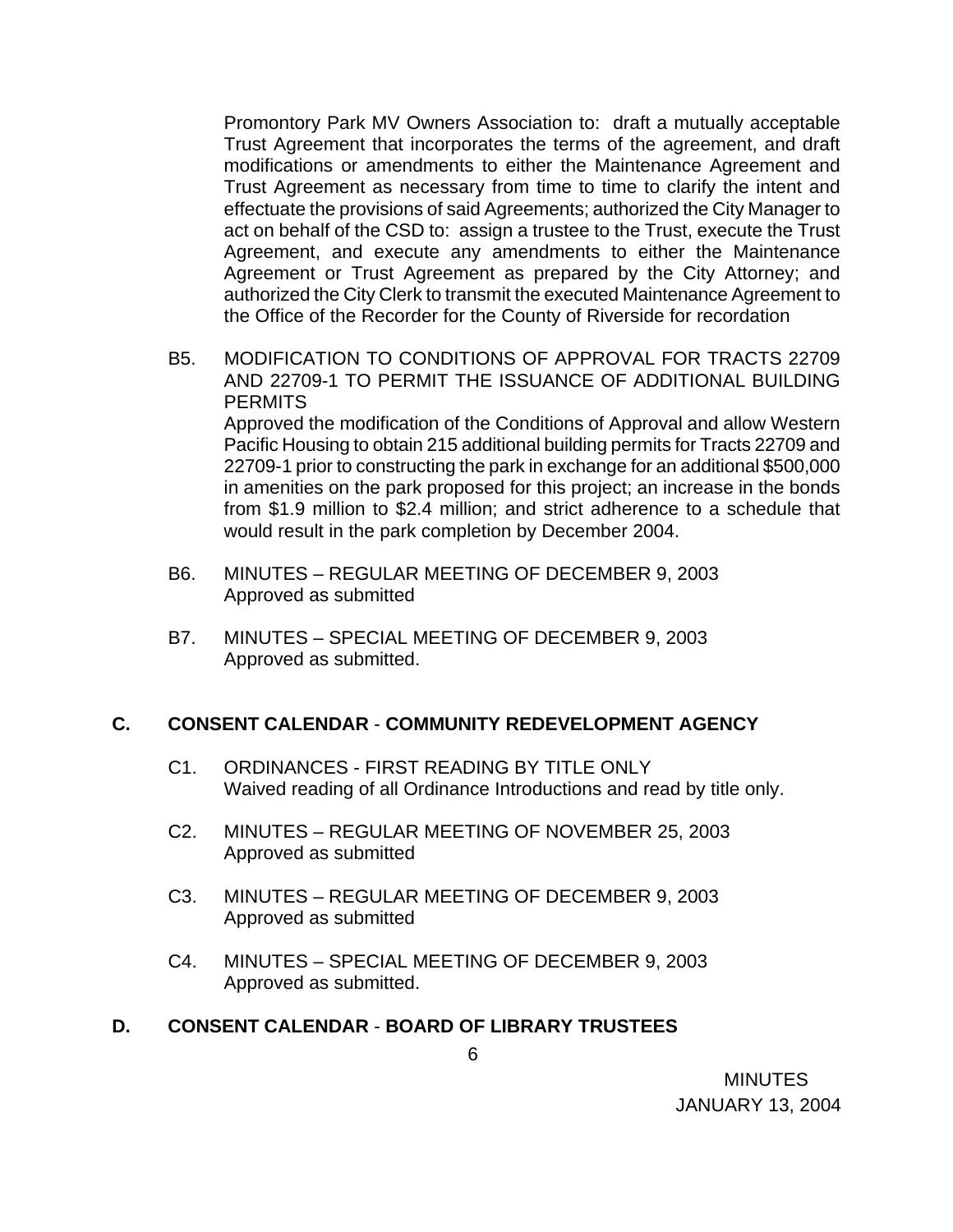Promontory Park MV Owners Association to: draft a mutually acceptable Trust Agreement that incorporates the terms of the agreement, and draft modifications or amendments to either the Maintenance Agreement and Trust Agreement as necessary from time to time to clarify the intent and effectuate the provisions of said Agreements; authorized the City Manager to act on behalf of the CSD to: assign a trustee to the Trust, execute the Trust Agreement, and execute any amendments to either the Maintenance Agreement or Trust Agreement as prepared by the City Attorney; and authorized the City Clerk to transmit the executed Maintenance Agreement to the Office of the Recorder for the County of Riverside for recordation

B5. MODIFICATION TO CONDITIONS OF APPROVAL FOR TRACTS 22709 AND 22709-1 TO PERMIT THE ISSUANCE OF ADDITIONAL BUILDING PERMITS
Approved the modification of the Conditions of Approval and allow Western Pacific Housing to obtain 215 additional building permits for Tracts 22709 and 22709-1 prior to constructing the park in exchange for an additional $500,000 in amenities on the park proposed for this project; an increase in the bonds from $1.9 million to $2.4 million; and strict adherence to a schedule that would result in the park completion by December 2004.

B6. MINUTES – REGULAR MEETING OF DECEMBER 9, 2003
Approved as submitted

B7. MINUTES – SPECIAL MEETING OF DECEMBER 9, 2003
Approved as submitted.

## C. CONSENT CALENDAR - COMMUNITY REDEVELOPMENT AGENCY

C1. ORDINANCES - FIRST READING BY TITLE ONLY
Waived reading of all Ordinance Introductions and read by title only.

C2. MINUTES – REGULAR MEETING OF NOVEMBER 25, 2003
Approved as submitted

C3. MINUTES – REGULAR MEETING OF DECEMBER 9, 2003
Approved as submitted

C4. MINUTES – SPECIAL MEETING OF DECEMBER 9, 2003
Approved as submitted.

## D. CONSENT CALENDAR - BOARD OF LIBRARY TRUSTEES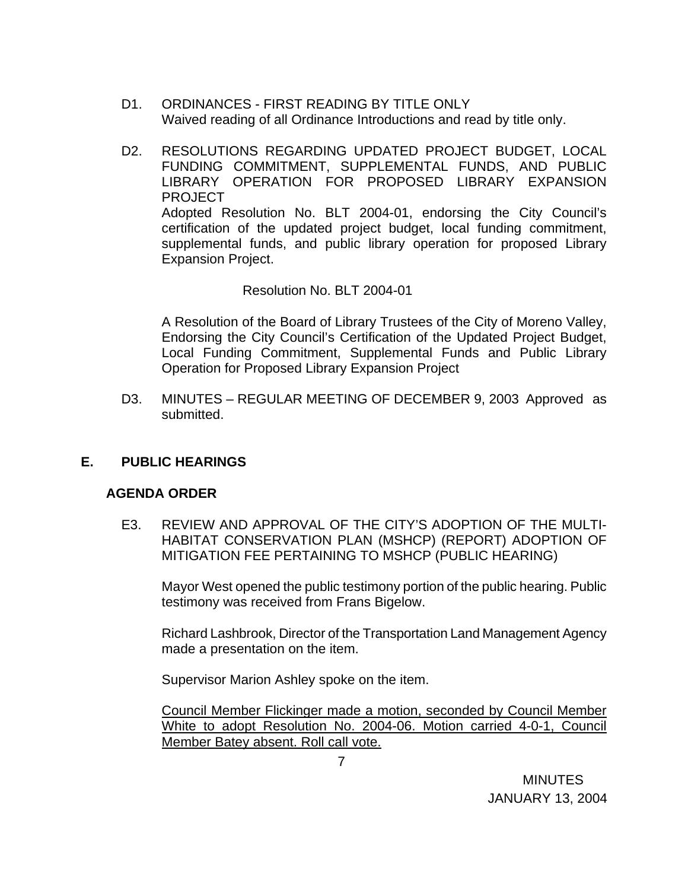D1. ORDINANCES - FIRST READING BY TITLE ONLY
Waived reading of all Ordinance Introductions and read by title only.

D2. RESOLUTIONS REGARDING UPDATED PROJECT BUDGET, LOCAL FUNDING COMMITMENT, SUPPLEMENTAL FUNDS, AND PUBLIC LIBRARY OPERATION FOR PROPOSED LIBRARY EXPANSION PROJECT
Adopted Resolution No. BLT 2004-01, endorsing the City Council's certification of the updated project budget, local funding commitment, supplemental funds, and public library operation for proposed Library Expansion Project.

Resolution No. BLT 2004-01

A Resolution of the Board of Library Trustees of the City of Moreno Valley, Endorsing the City Council's Certification of the Updated Project Budget, Local Funding Commitment, Supplemental Funds and Public Library Operation for Proposed Library Expansion Project

D3. MINUTES – REGULAR MEETING OF DECEMBER 9, 2003 Approved as submitted.

## E. PUBLIC HEARINGS

**AGENDA ORDER**

E3. REVIEW AND APPROVAL OF THE CITY'S ADOPTION OF THE MULTI-HABITAT CONSERVATION PLAN (MSHCP) (REPORT) ADOPTION OF MITIGATION FEE PERTAINING TO MSHCP (PUBLIC HEARING)

Mayor West opened the public testimony portion of the public hearing. Public testimony was received from Frans Bigelow.

Richard Lashbrook, Director of the Transportation Land Management Agency made a presentation on the item.

Supervisor Marion Ashley spoke on the item.

<u>Council Member Flickinger made a motion, seconded by Council Member White to adopt Resolution No. 2004-06. Motion carried 4-0-1, Council Member Batey absent. Roll call vote.</u>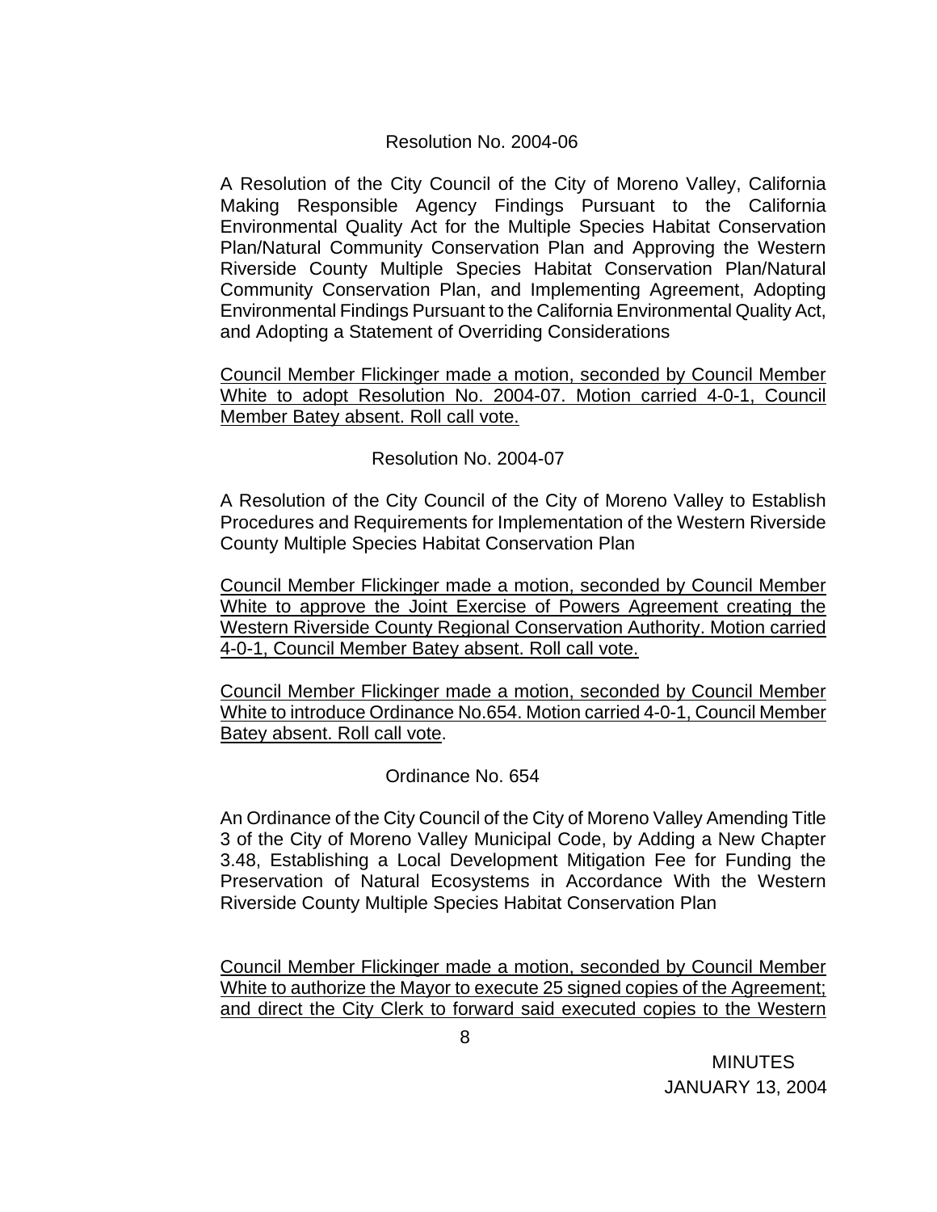Resolution No. 2004-06

A Resolution of the City Council of the City of Moreno Valley, California Making Responsible Agency Findings Pursuant to the California Environmental Quality Act for the Multiple Species Habitat Conservation Plan/Natural Community Conservation Plan and Approving the Western Riverside County Multiple Species Habitat Conservation Plan/Natural Community Conservation Plan, and Implementing Agreement, Adopting Environmental Findings Pursuant to the California Environmental Quality Act, and Adopting a Statement of Overriding Considerations

<u>Council Member Flickinger made a motion, seconded by Council Member White to adopt Resolution No. 2004-07. Motion carried 4-0-1, Council Member Batey absent. Roll call vote.</u>

Resolution No. 2004-07

A Resolution of the City Council of the City of Moreno Valley to Establish Procedures and Requirements for Implementation of the Western Riverside County Multiple Species Habitat Conservation Plan

<u>Council Member Flickinger made a motion, seconded by Council Member White to approve the Joint Exercise of Powers Agreement creating the Western Riverside County Regional Conservation Authority. Motion carried 4-0-1, Council Member Batey absent. Roll call vote.</u>

<u>Council Member Flickinger made a motion, seconded by Council Member White to introduce Ordinance No.654. Motion carried 4-0-1, Council Member Batey absent. Roll call vote</u>.

Ordinance No. 654

An Ordinance of the City Council of the City of Moreno Valley Amending Title 3 of the City of Moreno Valley Municipal Code, by Adding a New Chapter 3.48, Establishing a Local Development Mitigation Fee for Funding the Preservation of Natural Ecosystems in Accordance With the Western Riverside County Multiple Species Habitat Conservation Plan

<u>Council Member Flickinger made a motion, seconded by Council Member White to authorize the Mayor to execute 25 signed copies of the Agreement; and direct the City Clerk to forward said executed copies to the Western</u>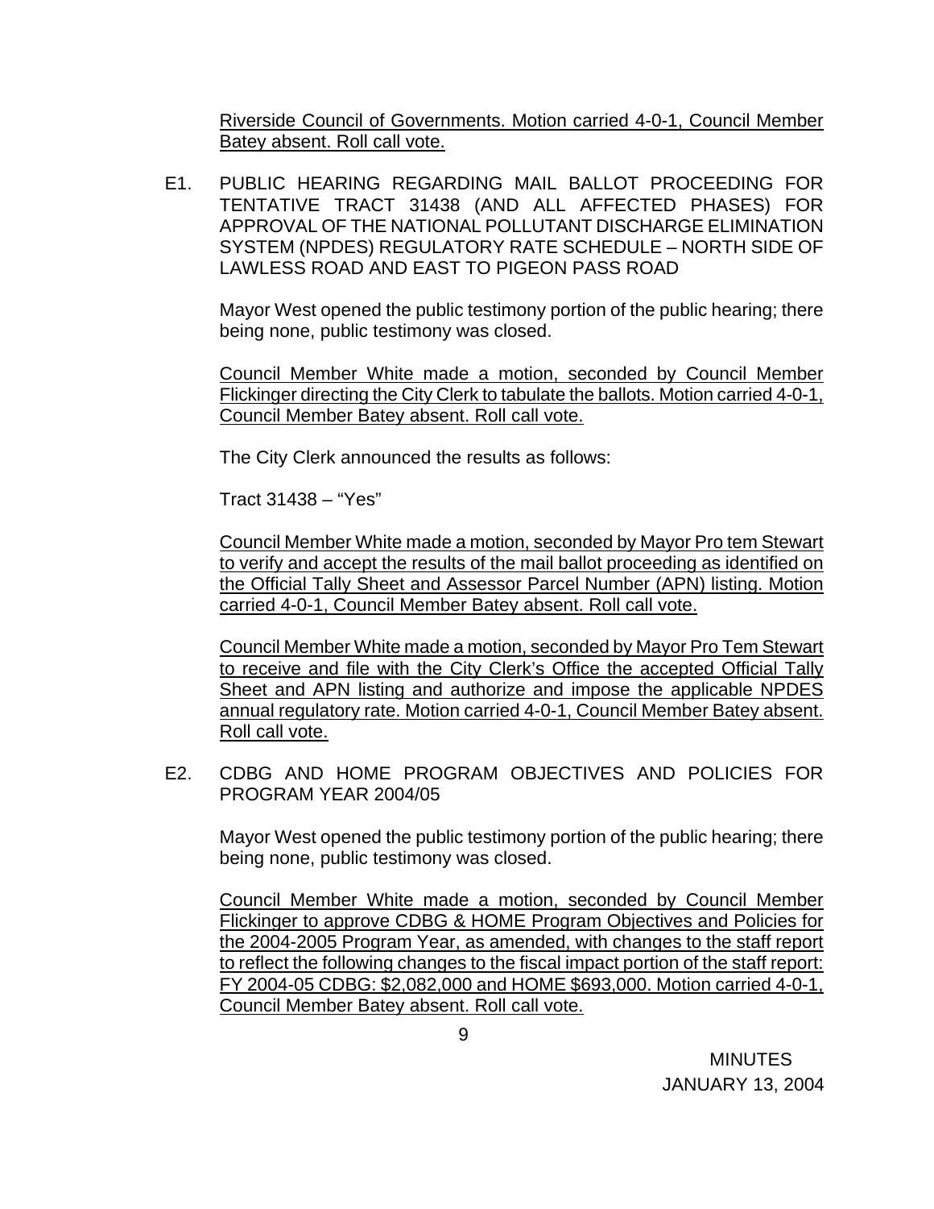Riverside Council of Governments. Motion carried 4-0-1, Council Member Batey absent. Roll call vote.

E1. PUBLIC HEARING REGARDING MAIL BALLOT PROCEEDING FOR TENTATIVE TRACT 31438 (AND ALL AFFECTED PHASES) FOR APPROVAL OF THE NATIONAL POLLUTANT DISCHARGE ELIMINATION SYSTEM (NPDES) REGULATORY RATE SCHEDULE – NORTH SIDE OF LAWLESS ROAD AND EAST TO PIGEON PASS ROAD

Mayor West opened the public testimony portion of the public hearing; there being none, public testimony was closed.

Council Member White made a motion, seconded by Council Member Flickinger directing the City Clerk to tabulate the ballots. Motion carried 4-0-1, Council Member Batey absent. Roll call vote.

The City Clerk announced the results as follows:

Tract 31438 – "Yes"

Council Member White made a motion, seconded by Mayor Pro tem Stewart to verify and accept the results of the mail ballot proceeding as identified on the Official Tally Sheet and Assessor Parcel Number (APN) listing. Motion carried 4-0-1, Council Member Batey absent. Roll call vote.

Council Member White made a motion, seconded by Mayor Pro Tem Stewart to receive and file with the City Clerk's Office the accepted Official Tally Sheet and APN listing and authorize and impose the applicable NPDES annual regulatory rate. Motion carried 4-0-1, Council Member Batey absent. Roll call vote.

E2. CDBG AND HOME PROGRAM OBJECTIVES AND POLICIES FOR PROGRAM YEAR 2004/05

Mayor West opened the public testimony portion of the public hearing; there being none, public testimony was closed.

Council Member White made a motion, seconded by Council Member Flickinger to approve CDBG & HOME Program Objectives and Policies for the 2004-2005 Program Year, as amended, with changes to the staff report to reflect the following changes to the fiscal impact portion of the staff report: FY 2004-05 CDBG: $2,082,000 and HOME $693,000. Motion carried 4-0-1, Council Member Batey absent. Roll call vote.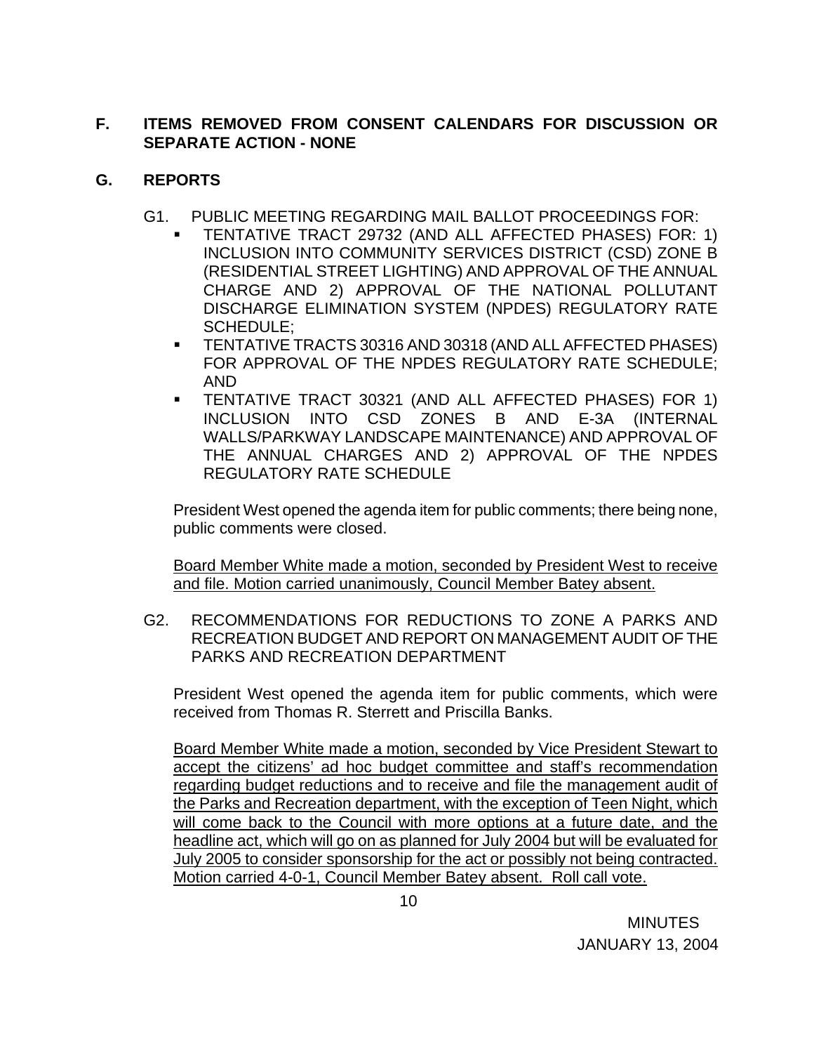## F. ITEMS REMOVED FROM CONSENT CALENDARS FOR DISCUSSION OR SEPARATE ACTION - NONE

## G. REPORTS

G1. PUBLIC MEETING REGARDING MAIL BALLOT PROCEEDINGS FOR:

- TENTATIVE TRACT 29732 (AND ALL AFFECTED PHASES) FOR: 1) INCLUSION INTO COMMUNITY SERVICES DISTRICT (CSD) ZONE B (RESIDENTIAL STREET LIGHTING) AND APPROVAL OF THE ANNUAL CHARGE AND 2) APPROVAL OF THE NATIONAL POLLUTANT DISCHARGE ELIMINATION SYSTEM (NPDES) REGULATORY RATE SCHEDULE;
- TENTATIVE TRACTS 30316 AND 30318 (AND ALL AFFECTED PHASES) FOR APPROVAL OF THE NPDES REGULATORY RATE SCHEDULE; AND
- TENTATIVE TRACT 30321 (AND ALL AFFECTED PHASES) FOR 1) INCLUSION INTO CSD ZONES B AND E-3A (INTERNAL WALLS/PARKWAY LANDSCAPE MAINTENANCE) AND APPROVAL OF THE ANNUAL CHARGES AND 2) APPROVAL OF THE NPDES REGULATORY RATE SCHEDULE

President West opened the agenda item for public comments; there being none, public comments were closed.

<u>Board Member White made a motion, seconded by President West to receive and file. Motion carried unanimously, Council Member Batey absent.</u>

G2. RECOMMENDATIONS FOR REDUCTIONS TO ZONE A PARKS AND RECREATION BUDGET AND REPORT ON MANAGEMENT AUDIT OF THE PARKS AND RECREATION DEPARTMENT

President West opened the agenda item for public comments, which were received from Thomas R. Sterrett and Priscilla Banks.

<u>Board Member White made a motion, seconded by Vice President Stewart to accept the citizens' ad hoc budget committee and staff's recommendation regarding budget reductions and to receive and file the management audit of the Parks and Recreation department, with the exception of Teen Night, which will come back to the Council with more options at a future date, and the headline act, which will go on as planned for July 2004 but will be evaluated for July 2005 to consider sponsorship for the act or possibly not being contracted. Motion carried 4-0-1, Council Member Batey absent. Roll call vote.</u>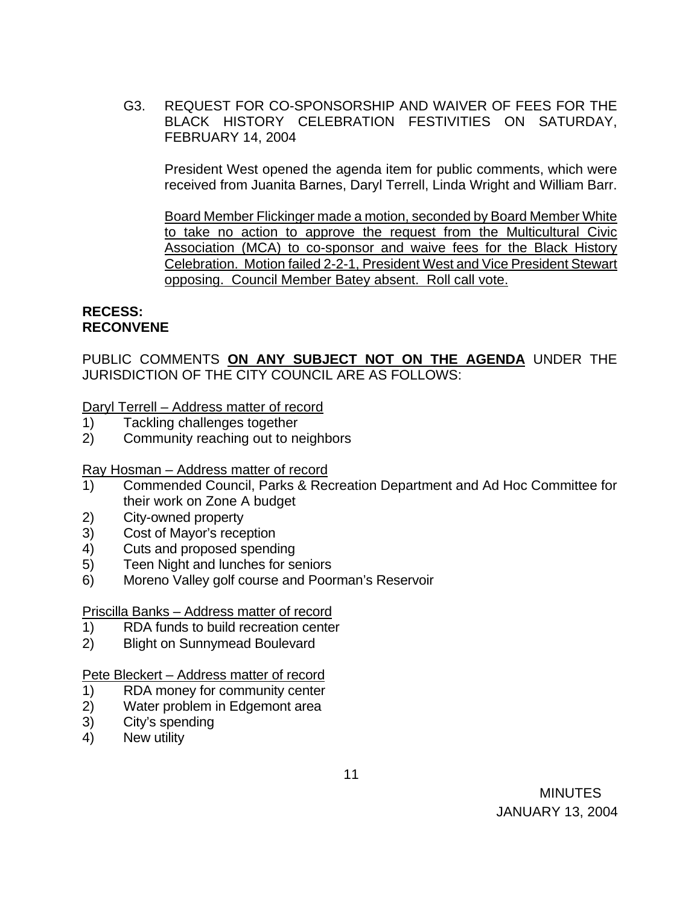G3. REQUEST FOR CO-SPONSORSHIP AND WAIVER OF FEES FOR THE BLACK HISTORY CELEBRATION FESTIVITIES ON SATURDAY, FEBRUARY 14, 2004

President West opened the agenda item for public comments, which were received from Juanita Barnes, Daryl Terrell, Linda Wright and William Barr.

<u>Board Member Flickinger made a motion, seconded by Board Member White to take no action to approve the request from the Multicultural Civic Association (MCA) to co-sponsor and waive fees for the Black History Celebration. Motion failed 2-2-1, President West and Vice President Stewart opposing. Council Member Batey absent. Roll call vote.</u>

**RECESS:**
**RECONVENE**

PUBLIC COMMENTS **<u>ON ANY SUBJECT NOT ON THE AGENDA</u>** UNDER THE JURISDICTION OF THE CITY COUNCIL ARE AS FOLLOWS:

<u>Daryl Terrell – Address matter of record</u>

1) Tackling challenges together
2) Community reaching out to neighbors

<u>Ray Hosman – Address matter of record</u>

1) Commended Council, Parks & Recreation Department and Ad Hoc Committee for their work on Zone A budget
2) City-owned property
3) Cost of Mayor's reception
4) Cuts and proposed spending
5) Teen Night and lunches for seniors
6) Moreno Valley golf course and Poorman's Reservoir

<u>Priscilla Banks – Address matter of record</u>

1) RDA funds to build recreation center
2) Blight on Sunnymead Boulevard

<u>Pete Bleckert – Address matter of record</u>

1) RDA money for community center
2) Water problem in Edgemont area
3) City's spending
4) New utility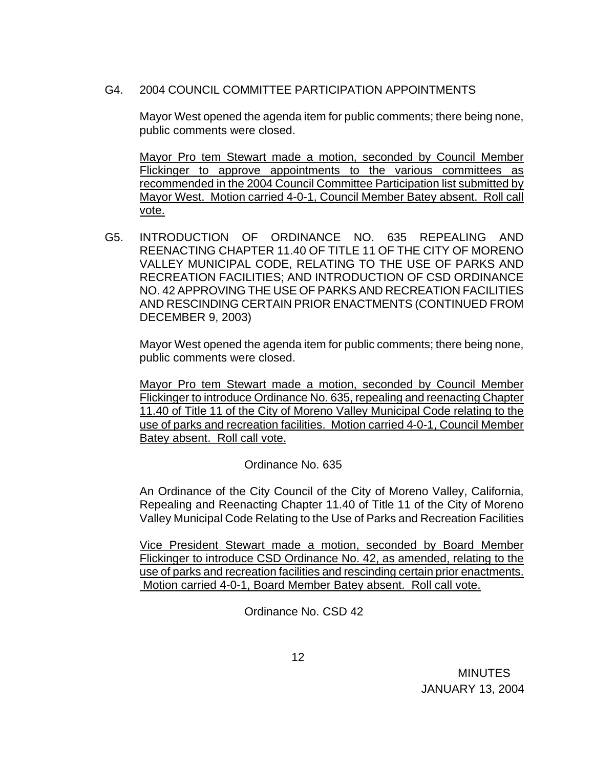G4. 2004 COUNCIL COMMITTEE PARTICIPATION APPOINTMENTS

Mayor West opened the agenda item for public comments; there being none, public comments were closed.

<u>Mayor Pro tem Stewart made a motion, seconded by Council Member Flickinger to approve appointments to the various committees as recommended in the 2004 Council Committee Participation list submitted by Mayor West. Motion carried 4-0-1, Council Member Batey absent. Roll call vote.</u>

G5. INTRODUCTION OF ORDINANCE NO. 635 REPEALING AND REENACTING CHAPTER 11.40 OF TITLE 11 OF THE CITY OF MORENO VALLEY MUNICIPAL CODE, RELATING TO THE USE OF PARKS AND RECREATION FACILITIES; AND INTRODUCTION OF CSD ORDINANCE NO. 42 APPROVING THE USE OF PARKS AND RECREATION FACILITIES AND RESCINDING CERTAIN PRIOR ENACTMENTS (CONTINUED FROM DECEMBER 9, 2003)

Mayor West opened the agenda item for public comments; there being none, public comments were closed.

<u>Mayor Pro tem Stewart made a motion, seconded by Council Member Flickinger to introduce Ordinance No. 635, repealing and reenacting Chapter 11.40 of Title 11 of the City of Moreno Valley Municipal Code relating to the use of parks and recreation facilities. Motion carried 4-0-1, Council Member Batey absent. Roll call vote.</u>

Ordinance No. 635

An Ordinance of the City Council of the City of Moreno Valley, California, Repealing and Reenacting Chapter 11.40 of Title 11 of the City of Moreno Valley Municipal Code Relating to the Use of Parks and Recreation Facilities

<u>Vice President Stewart made a motion, seconded by Board Member Flickinger to introduce CSD Ordinance No. 42, as amended, relating to the use of parks and recreation facilities and rescinding certain prior enactments. Motion carried 4-0-1, Board Member Batey absent. Roll call vote.</u>

Ordinance No. CSD 42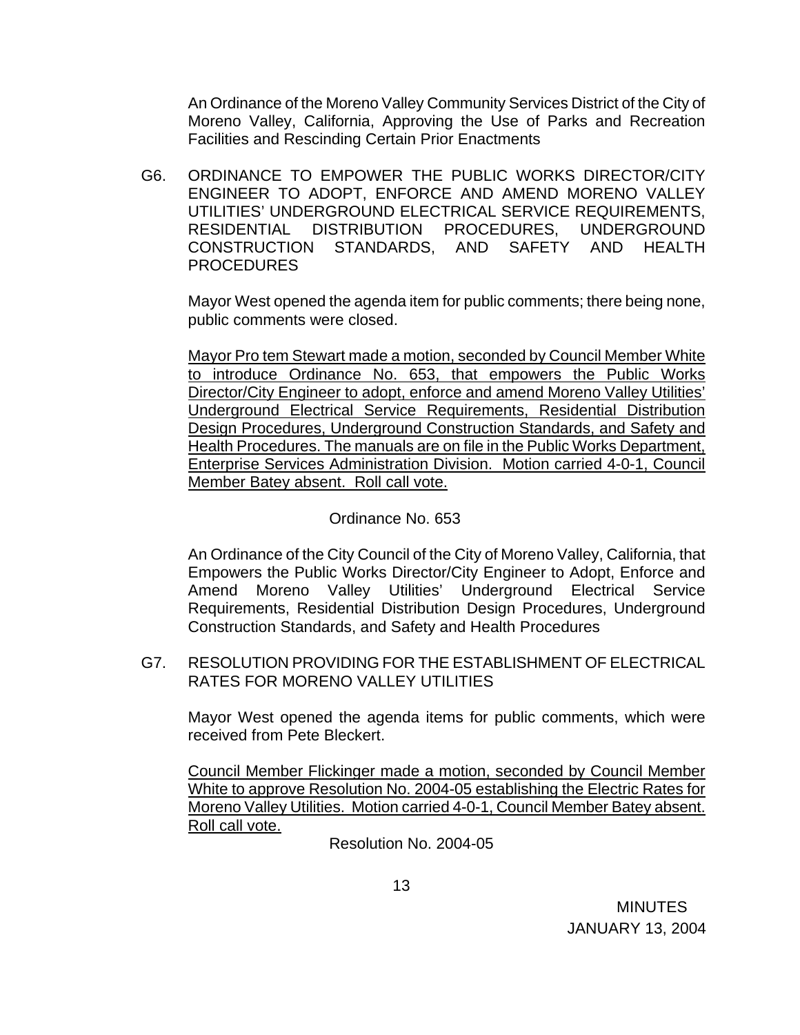An Ordinance of the Moreno Valley Community Services District of the City of Moreno Valley, California, Approving the Use of Parks and Recreation Facilities and Rescinding Certain Prior Enactments

G6. ORDINANCE TO EMPOWER THE PUBLIC WORKS DIRECTOR/CITY ENGINEER TO ADOPT, ENFORCE AND AMEND MORENO VALLEY UTILITIES' UNDERGROUND ELECTRICAL SERVICE REQUIREMENTS, RESIDENTIAL DISTRIBUTION PROCEDURES, UNDERGROUND CONSTRUCTION STANDARDS, AND SAFETY AND HEALTH PROCEDURES

Mayor West opened the agenda item for public comments; there being none, public comments were closed.

Mayor Pro tem Stewart made a motion, seconded by Council Member White to introduce Ordinance No. 653, that empowers the Public Works Director/City Engineer to adopt, enforce and amend Moreno Valley Utilities' Underground Electrical Service Requirements, Residential Distribution Design Procedures, Underground Construction Standards, and Safety and Health Procedures. The manuals are on file in the Public Works Department, Enterprise Services Administration Division. Motion carried 4-0-1, Council Member Batey absent. Roll call vote.

Ordinance No. 653

An Ordinance of the City Council of the City of Moreno Valley, California, that Empowers the Public Works Director/City Engineer to Adopt, Enforce and Amend Moreno Valley Utilities' Underground Electrical Service Requirements, Residential Distribution Design Procedures, Underground Construction Standards, and Safety and Health Procedures

G7. RESOLUTION PROVIDING FOR THE ESTABLISHMENT OF ELECTRICAL RATES FOR MORENO VALLEY UTILITIES

Mayor West opened the agenda items for public comments, which were received from Pete Bleckert.

Council Member Flickinger made a motion, seconded by Council Member White to approve Resolution No. 2004-05 establishing the Electric Rates for Moreno Valley Utilities. Motion carried 4-0-1, Council Member Batey absent. Roll call vote.

Resolution No. 2004-05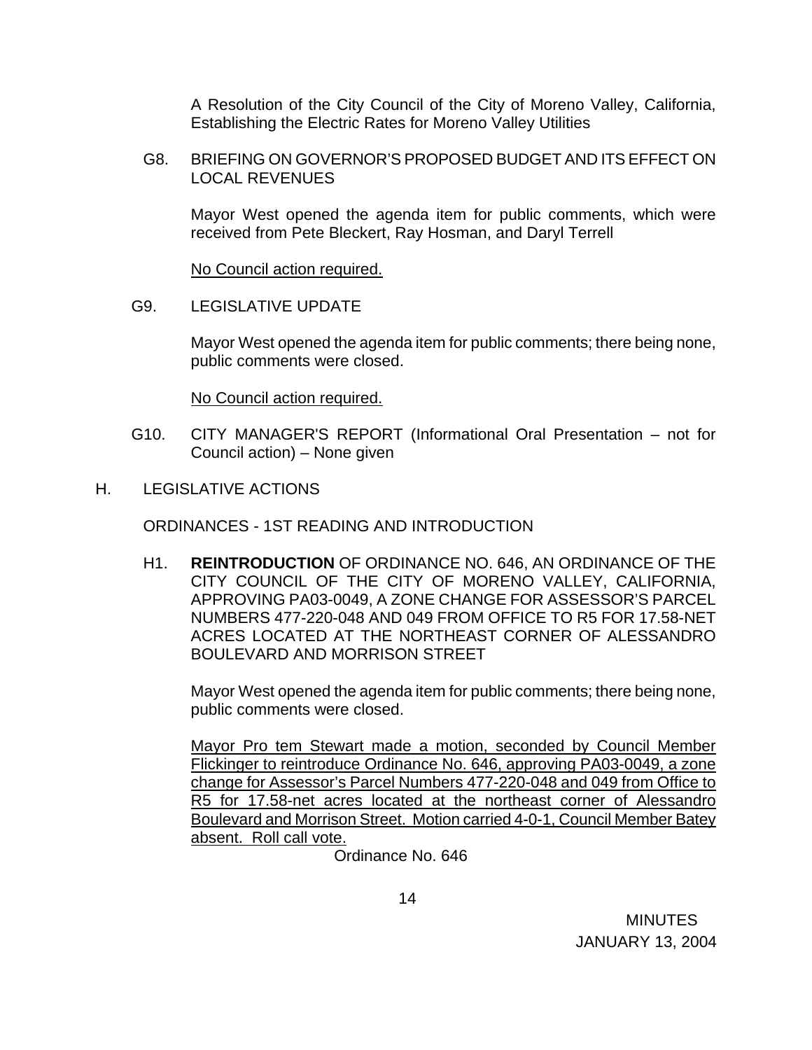A Resolution of the City Council of the City of Moreno Valley, California, Establishing the Electric Rates for Moreno Valley Utilities

G8. BRIEFING ON GOVERNOR'S PROPOSED BUDGET AND ITS EFFECT ON LOCAL REVENUES

Mayor West opened the agenda item for public comments, which were received from Pete Bleckert, Ray Hosman, and Daryl Terrell

No Council action required.

G9. LEGISLATIVE UPDATE

Mayor West opened the agenda item for public comments; there being none, public comments were closed.

No Council action required.

G10. CITY MANAGER'S REPORT (Informational Oral Presentation – not for Council action) – None given

H. LEGISLATIVE ACTIONS

ORDINANCES - 1ST READING AND INTRODUCTION

H1. **REINTRODUCTION** OF ORDINANCE NO. 646, AN ORDINANCE OF THE CITY COUNCIL OF THE CITY OF MORENO VALLEY, CALIFORNIA, APPROVING PA03-0049, A ZONE CHANGE FOR ASSESSOR'S PARCEL NUMBERS 477-220-048 AND 049 FROM OFFICE TO R5 FOR 17.58-NET ACRES LOCATED AT THE NORTHEAST CORNER OF ALESSANDRO BOULEVARD AND MORRISON STREET

Mayor West opened the agenda item for public comments; there being none, public comments were closed.

Mayor Pro tem Stewart made a motion, seconded by Council Member Flickinger to reintroduce Ordinance No. 646, approving PA03-0049, a zone change for Assessor's Parcel Numbers 477-220-048 and 049 from Office to R5 for 17.58-net acres located at the northeast corner of Alessandro Boulevard and Morrison Street. Motion carried 4-0-1, Council Member Batey absent. Roll call vote.

Ordinance No. 646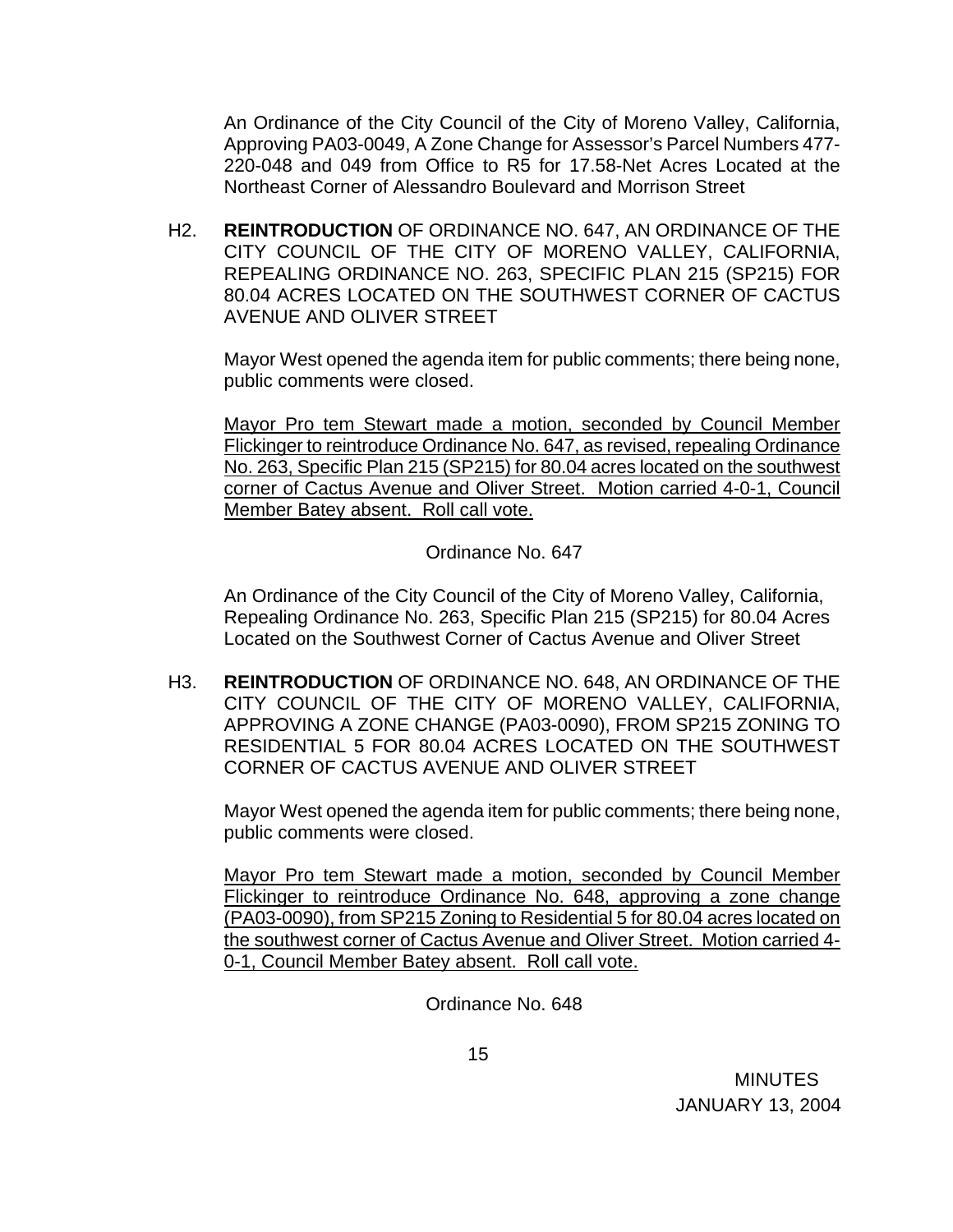An Ordinance of the City Council of the City of Moreno Valley, California, Approving PA03-0049, A Zone Change for Assessor's Parcel Numbers 477-220-048 and 049 from Office to R5 for 17.58-Net Acres Located at the Northeast Corner of Alessandro Boulevard and Morrison Street

H2. **REINTRODUCTION** OF ORDINANCE NO. 647, AN ORDINANCE OF THE CITY COUNCIL OF THE CITY OF MORENO VALLEY, CALIFORNIA, REPEALING ORDINANCE NO. 263, SPECIFIC PLAN 215 (SP215) FOR 80.04 ACRES LOCATED ON THE SOUTHWEST CORNER OF CACTUS AVENUE AND OLIVER STREET

Mayor West opened the agenda item for public comments; there being none, public comments were closed.

Mayor Pro tem Stewart made a motion, seconded by Council Member Flickinger to reintroduce Ordinance No. 647, as revised, repealing Ordinance No. 263, Specific Plan 215 (SP215) for 80.04 acres located on the southwest corner of Cactus Avenue and Oliver Street. Motion carried 4-0-1, Council Member Batey absent. Roll call vote.

Ordinance No. 647

An Ordinance of the City Council of the City of Moreno Valley, California, Repealing Ordinance No. 263, Specific Plan 215 (SP215) for 80.04 Acres Located on the Southwest Corner of Cactus Avenue and Oliver Street

H3. **REINTRODUCTION** OF ORDINANCE NO. 648, AN ORDINANCE OF THE CITY COUNCIL OF THE CITY OF MORENO VALLEY, CALIFORNIA, APPROVING A ZONE CHANGE (PA03-0090), FROM SP215 ZONING TO RESIDENTIAL 5 FOR 80.04 ACRES LOCATED ON THE SOUTHWEST CORNER OF CACTUS AVENUE AND OLIVER STREET

Mayor West opened the agenda item for public comments; there being none, public comments were closed.

Mayor Pro tem Stewart made a motion, seconded by Council Member Flickinger to reintroduce Ordinance No. 648, approving a zone change (PA03-0090), from SP215 Zoning to Residential 5 for 80.04 acres located on the southwest corner of Cactus Avenue and Oliver Street. Motion carried 4-0-1, Council Member Batey absent. Roll call vote.

Ordinance No. 648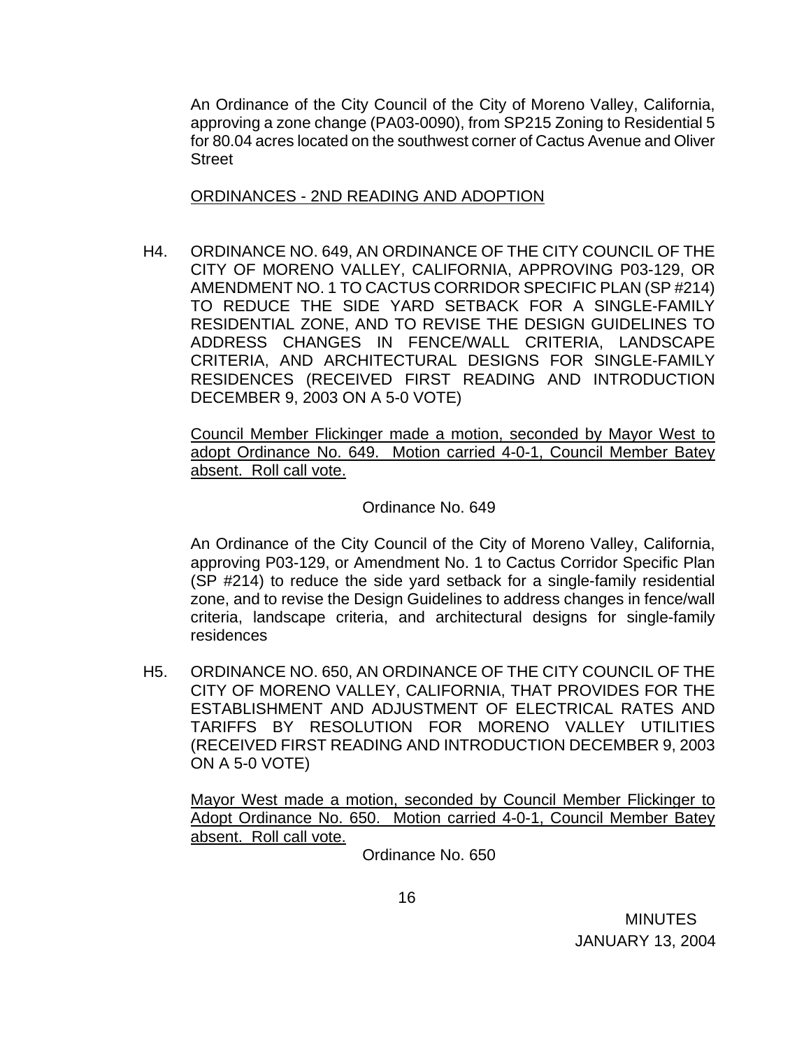An Ordinance of the City Council of the City of Moreno Valley, California, approving a zone change (PA03-0090), from SP215 Zoning to Residential 5 for 80.04 acres located on the southwest corner of Cactus Avenue and Oliver Street

ORDINANCES - 2ND READING AND ADOPTION

H4. ORDINANCE NO. 649, AN ORDINANCE OF THE CITY COUNCIL OF THE CITY OF MORENO VALLEY, CALIFORNIA, APPROVING P03-129, OR AMENDMENT NO. 1 TO CACTUS CORRIDOR SPECIFIC PLAN (SP #214) TO REDUCE THE SIDE YARD SETBACK FOR A SINGLE-FAMILY RESIDENTIAL ZONE, AND TO REVISE THE DESIGN GUIDELINES TO ADDRESS CHANGES IN FENCE/WALL CRITERIA, LANDSCAPE CRITERIA, AND ARCHITECTURAL DESIGNS FOR SINGLE-FAMILY RESIDENCES (RECEIVED FIRST READING AND INTRODUCTION DECEMBER 9, 2003 ON A 5-0 VOTE)

Council Member Flickinger made a motion, seconded by Mayor West to adopt Ordinance No. 649. Motion carried 4-0-1, Council Member Batey absent. Roll call vote.

Ordinance No. 649

An Ordinance of the City Council of the City of Moreno Valley, California, approving P03-129, or Amendment No. 1 to Cactus Corridor Specific Plan (SP #214) to reduce the side yard setback for a single-family residential zone, and to revise the Design Guidelines to address changes in fence/wall criteria, landscape criteria, and architectural designs for single-family residences

H5. ORDINANCE NO. 650, AN ORDINANCE OF THE CITY COUNCIL OF THE CITY OF MORENO VALLEY, CALIFORNIA, THAT PROVIDES FOR THE ESTABLISHMENT AND ADJUSTMENT OF ELECTRICAL RATES AND TARIFFS BY RESOLUTION FOR MORENO VALLEY UTILITIES (RECEIVED FIRST READING AND INTRODUCTION DECEMBER 9, 2003 ON A 5-0 VOTE)

Mayor West made a motion, seconded by Council Member Flickinger to Adopt Ordinance No. 650. Motion carried 4-0-1, Council Member Batey absent. Roll call vote.

Ordinance No. 650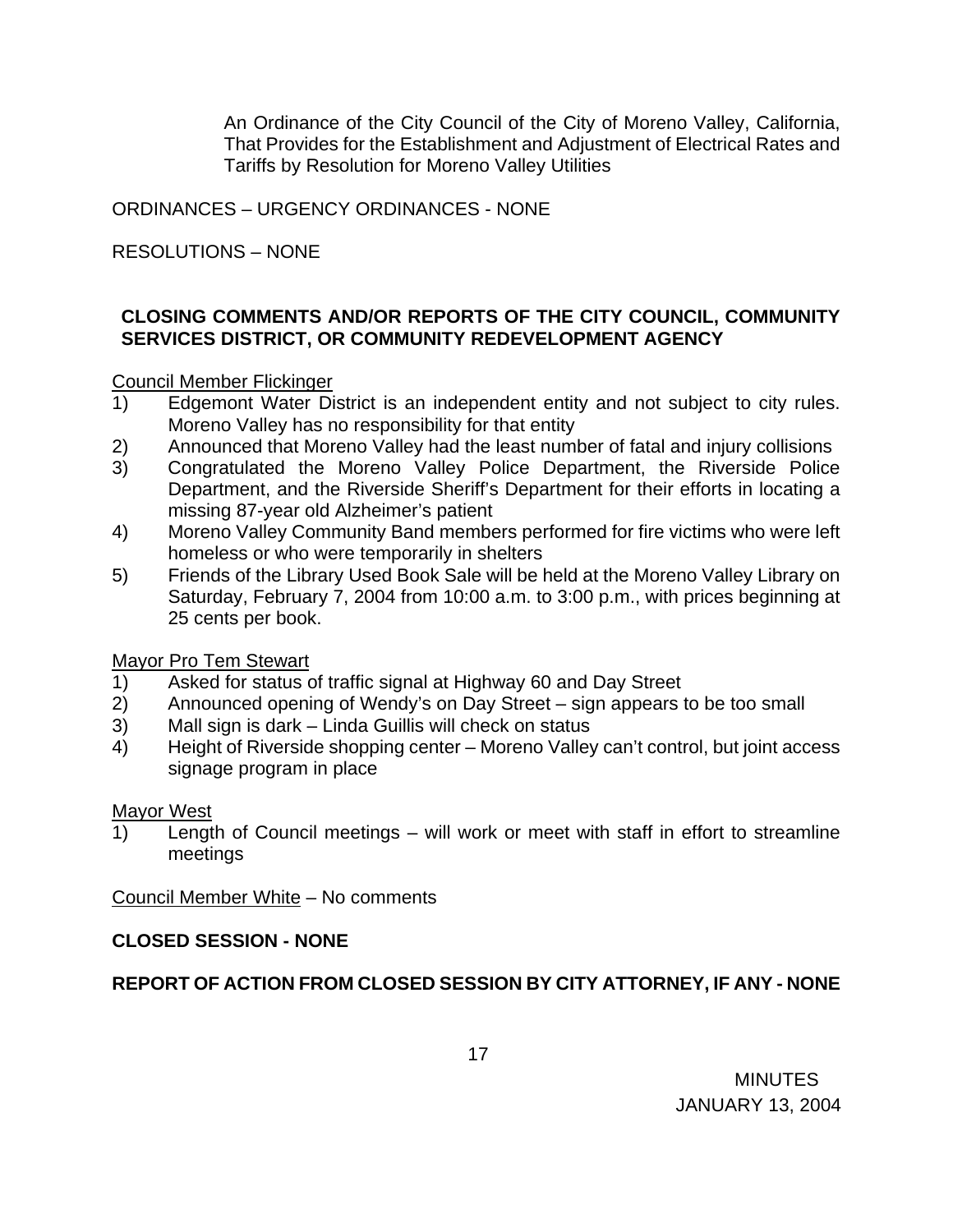An Ordinance of the City Council of the City of Moreno Valley, California, That Provides for the Establishment and Adjustment of Electrical Rates and Tariffs by Resolution for Moreno Valley Utilities

ORDINANCES – URGENCY ORDINANCES - NONE

RESOLUTIONS – NONE

**CLOSING COMMENTS AND/OR REPORTS OF THE CITY COUNCIL, COMMUNITY SERVICES DISTRICT, OR COMMUNITY REDEVELOPMENT AGENCY**

Council Member Flickinger

1) Edgemont Water District is an independent entity and not subject to city rules. Moreno Valley has no responsibility for that entity
2) Announced that Moreno Valley had the least number of fatal and injury collisions
3) Congratulated the Moreno Valley Police Department, the Riverside Police Department, and the Riverside Sheriff's Department for their efforts in locating a missing 87-year old Alzheimer's patient
4) Moreno Valley Community Band members performed for fire victims who were left homeless or who were temporarily in shelters
5) Friends of the Library Used Book Sale will be held at the Moreno Valley Library on Saturday, February 7, 2004 from 10:00 a.m. to 3:00 p.m., with prices beginning at 25 cents per book.

Mayor Pro Tem Stewart

1) Asked for status of traffic signal at Highway 60 and Day Street
2) Announced opening of Wendy's on Day Street – sign appears to be too small
3) Mall sign is dark – Linda Guillis will check on status
4) Height of Riverside shopping center – Moreno Valley can't control, but joint access signage program in place

Mayor West

1) Length of Council meetings – will work or meet with staff in effort to streamline meetings

Council Member White – No comments

**CLOSED SESSION - NONE**

**REPORT OF ACTION FROM CLOSED SESSION BY CITY ATTORNEY, IF ANY - NONE**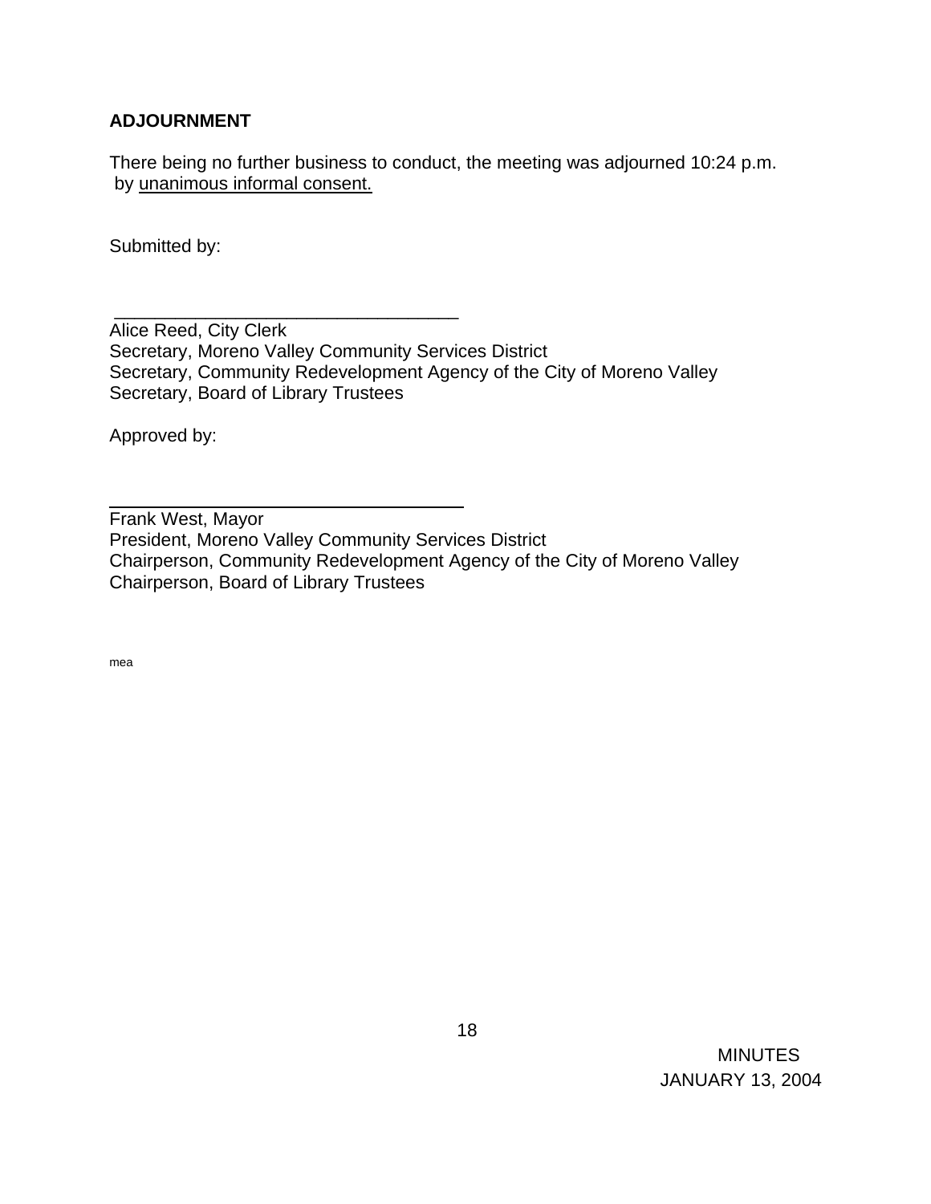**ADJOURNMENT**

There being no further business to conduct, the meeting was adjourned 10:24 p.m. by unanimous informal consent.

Submitted by:

\_\_\_\_\_\_\_\_\_\_\_\_\_\_\_\_\_\_\_\_\_\_\_\_\_\_\_\_\_\_\_\_\_\_\_\_

Alice Reed, City Clerk
Secretary, Moreno Valley Community Services District
Secretary, Community Redevelopment Agency of the City of Moreno Valley
Secretary, Board of Library Trustees

Approved by:

\_\_\_\_\_\_\_\_\_\_\_\_\_\_\_\_\_\_\_\_\_\_\_\_\_\_\_\_\_\_\_\_\_\_\_\_

Frank West, Mayor
President, Moreno Valley Community Services District
Chairperson, Community Redevelopment Agency of the City of Moreno Valley
Chairperson, Board of Library Trustees

mea